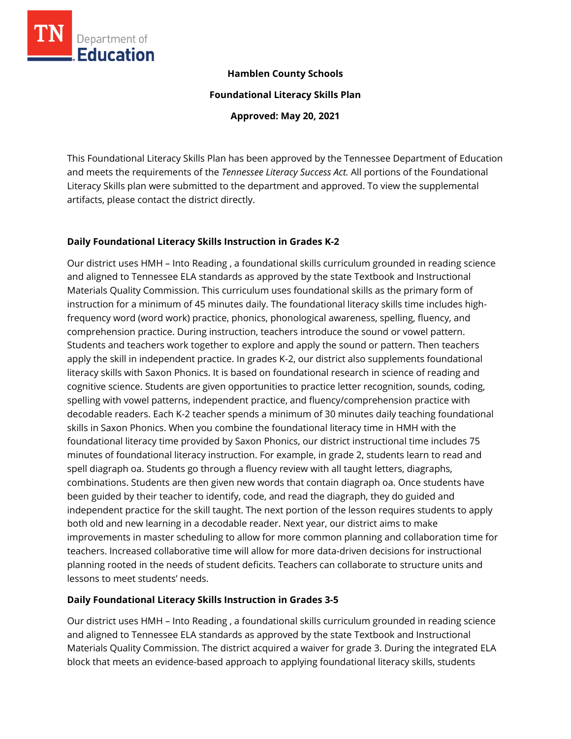**Hamblen County Schools**

**Foundational Literacy Skills Plan**

**Approved: May 20, 2021**

This Foundational Literacy Skills Plan has been approved by the Tennessee Department of Education and meets the requirements of the *Tennessee Literacy Success Act.* All portions of the Foundational Literacy Skills plan were submitted to the department and approved. To view the supplemental artifacts, please contact the district directly.

## Daily Foundational Literacy Skills Instruction in Grades K-2

Our district uses HMH – Into Reading , a foundational skills curriculum grounded in reading science and aligned to Tennessee ELA standards as approved by the state Textbook and Instructional Materials Quality Commission. This curriculum uses foundational skills as the primary form of instruction for a minimum of 45 minutes daily. The foundational literacy skills time includes high-frequency word (word work) practice, phonics, phonological awareness, spelling, fluency, and comprehension practice. During instruction, teachers introduce the sound or vowel pattern. Students and teachers work together to explore and apply the sound or pattern. Then teachers apply the skill in independent practice. In grades K-2, our district also supplements foundational literacy skills with Saxon Phonics. It is based on foundational research in science of reading and cognitive science. Students are given opportunities to practice letter recognition, sounds, coding, spelling with vowel patterns, independent practice, and fluency/comprehension practice with decodable readers. Each K-2 teacher spends a minimum of 30 minutes daily teaching foundational skills in Saxon Phonics. When you combine the foundational literacy time in HMH with the foundational literacy time provided by Saxon Phonics, our district instructional time includes 75 minutes of foundational literacy instruction. For example, in grade 2, students learn to read and spell diagraph oa. Students go through a fluency review with all taught letters, diagraphs, combinations. Students are then given new words that contain diagraph oa. Once students have been guided by their teacher to identify, code, and read the diagraph, they do guided and independent practice for the skill taught. The next portion of the lesson requires students to apply both old and new learning in a decodable reader. Next year, our district aims to make improvements in master scheduling to allow for more common planning and collaboration time for teachers. Increased collaborative time will allow for more data-driven decisions for instructional planning rooted in the needs of student deficits. Teachers can collaborate to structure units and lessons to meet students' needs.

## Daily Foundational Literacy Skills Instruction in Grades 3-5

Our district uses HMH – Into Reading , a foundational skills curriculum grounded in reading science and aligned to Tennessee ELA standards as approved by the state Textbook and Instructional Materials Quality Commission. The district acquired a waiver for grade 3. During the integrated ELA block that meets an evidence-based approach to applying foundational literacy skills, students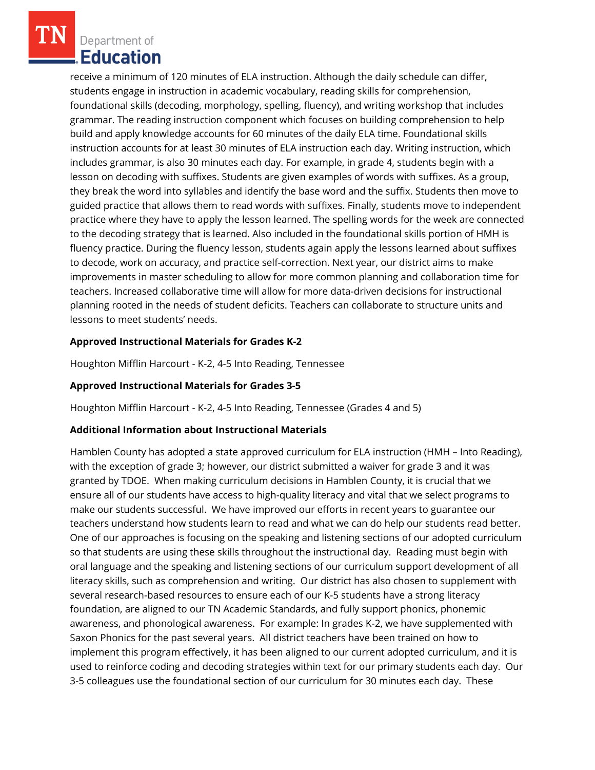receive a minimum of 120 minutes of ELA instruction. Although the daily schedule can differ, students engage in instruction in academic vocabulary, reading skills for comprehension, foundational skills (decoding, morphology, spelling, fluency), and writing workshop that includes grammar. The reading instruction component which focuses on building comprehension to help build and apply knowledge accounts for 60 minutes of the daily ELA time. Foundational skills instruction accounts for at least 30 minutes of ELA instruction each day. Writing instruction, which includes grammar, is also 30 minutes each day. For example, in grade 4, students begin with a lesson on decoding with suffixes. Students are given examples of words with suffixes. As a group, they break the word into syllables and identify the base word and the suffix. Students then move to guided practice that allows them to read words with suffixes. Finally, students move to independent practice where they have to apply the lesson learned. The spelling words for the week are connected to the decoding strategy that is learned. Also included in the foundational skills portion of HMH is fluency practice. During the fluency lesson, students again apply the lessons learned about suffixes to decode, work on accuracy, and practice self-correction. Next year, our district aims to make improvements in master scheduling to allow for more common planning and collaboration time for teachers. Increased collaborative time will allow for more data-driven decisions for instructional planning rooted in the needs of student deficits. Teachers can collaborate to structure units and lessons to meet students' needs.

**Approved Instructional Materials for Grades K-2**

Houghton Mifflin Harcourt - K-2, 4-5 Into Reading, Tennessee

**Approved Instructional Materials for Grades 3-5**

Houghton Mifflin Harcourt - K-2, 4-5 Into Reading, Tennessee (Grades 4 and 5)

**Additional Information about Instructional Materials**

Hamblen County has adopted a state approved curriculum for ELA instruction (HMH – Into Reading), with the exception of grade 3; however, our district submitted a waiver for grade 3 and it was granted by TDOE. When making curriculum decisions in Hamblen County, it is crucial that we ensure all of our students have access to high-quality literacy and vital that we select programs to make our students successful. We have improved our efforts in recent years to guarantee our teachers understand how students learn to read and what we can do help our students read better. One of our approaches is focusing on the speaking and listening sections of our adopted curriculum so that students are using these skills throughout the instructional day. Reading must begin with oral language and the speaking and listening sections of our curriculum support development of all literacy skills, such as comprehension and writing. Our district has also chosen to supplement with several research-based resources to ensure each of our K-5 students have a strong literacy foundation, are aligned to our TN Academic Standards, and fully support phonics, phonemic awareness, and phonological awareness. For example: In grades K-2, we have supplemented with Saxon Phonics for the past several years. All district teachers have been trained on how to implement this program effectively, it has been aligned to our current adopted curriculum, and it is used to reinforce coding and decoding strategies within text for our primary students each day. Our 3-5 colleagues use the foundational section of our curriculum for 30 minutes each day. These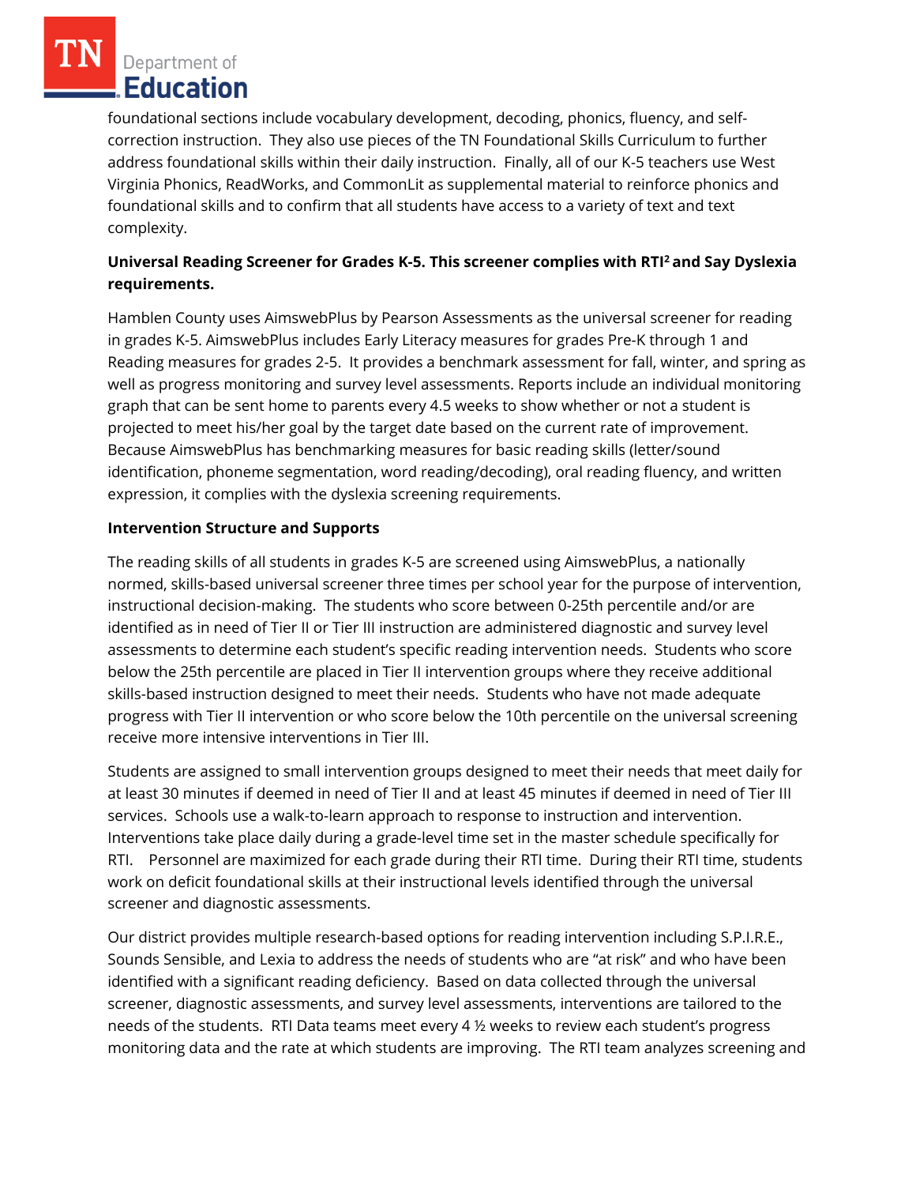foundational sections include vocabulary development, decoding, phonics, fluency, and self-correction instruction. They also use pieces of the TN Foundational Skills Curriculum to further address foundational skills within their daily instruction. Finally, all of our K-5 teachers use West Virginia Phonics, ReadWorks, and CommonLit as supplemental material to reinforce phonics and foundational skills and to confirm that all students have access to a variety of text and text complexity.

**Universal Reading Screener for Grades K-5. This screener complies with RTI$^2$ and Say Dyslexia requirements.**

Hamblen County uses AimswebPlus by Pearson Assessments as the universal screener for reading in grades K-5. AimswebPlus includes Early Literacy measures for grades Pre-K through 1 and Reading measures for grades 2-5. It provides a benchmark assessment for fall, winter, and spring as well as progress monitoring and survey level assessments. Reports include an individual monitoring graph that can be sent home to parents every 4.5 weeks to show whether or not a student is projected to meet his/her goal by the target date based on the current rate of improvement. Because AimswebPlus has benchmarking measures for basic reading skills (letter/sound identification, phoneme segmentation, word reading/decoding), oral reading fluency, and written expression, it complies with the dyslexia screening requirements.

**Intervention Structure and Supports**

The reading skills of all students in grades K-5 are screened using AimswebPlus, a nationally normed, skills-based universal screener three times per school year for the purpose of intervention, instructional decision-making. The students who score between 0-25th percentile and/or are identified as in need of Tier II or Tier III instruction are administered diagnostic and survey level assessments to determine each student's specific reading intervention needs. Students who score below the 25th percentile are placed in Tier II intervention groups where they receive additional skills-based instruction designed to meet their needs. Students who have not made adequate progress with Tier II intervention or who score below the 10th percentile on the universal screening receive more intensive interventions in Tier III.

Students are assigned to small intervention groups designed to meet their needs that meet daily for at least 30 minutes if deemed in need of Tier II and at least 45 minutes if deemed in need of Tier III services. Schools use a walk-to-learn approach to response to instruction and intervention. Interventions take place daily during a grade-level time set in the master schedule specifically for RTI. Personnel are maximized for each grade during their RTI time. During their RTI time, students work on deficit foundational skills at their instructional levels identified through the universal screener and diagnostic assessments.

Our district provides multiple research-based options for reading intervention including S.P.I.R.E., Sounds Sensible, and Lexia to address the needs of students who are "at risk" and who have been identified with a significant reading deficiency. Based on data collected through the universal screener, diagnostic assessments, and survey level assessments, interventions are tailored to the needs of the students. RTI Data teams meet every 4 ½ weeks to review each student's progress monitoring data and the rate at which students are improving. The RTI team analyzes screening and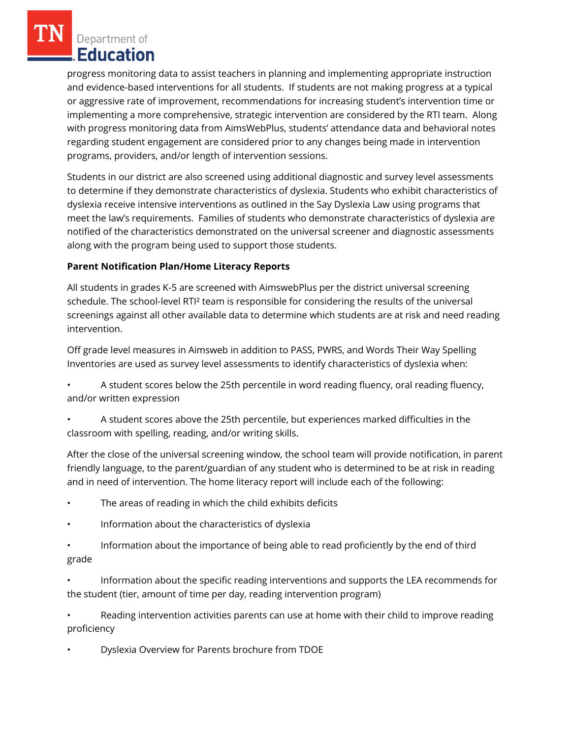progress monitoring data to assist teachers in planning and implementing appropriate instruction and evidence-based interventions for all students. If students are not making progress at a typical or aggressive rate of improvement, recommendations for increasing student's intervention time or implementing a more comprehensive, strategic intervention are considered by the RTI team. Along with progress monitoring data from AimsWebPlus, students' attendance data and behavioral notes regarding student engagement are considered prior to any changes being made in intervention programs, providers, and/or length of intervention sessions.

Students in our district are also screened using additional diagnostic and survey level assessments to determine if they demonstrate characteristics of dyslexia. Students who exhibit characteristics of dyslexia receive intensive interventions as outlined in the Say Dyslexia Law using programs that meet the law's requirements. Families of students who demonstrate characteristics of dyslexia are notified of the characteristics demonstrated on the universal screener and diagnostic assessments along with the program being used to support those students.

**Parent Notification Plan/Home Literacy Reports**

All students in grades K-5 are screened with AimswebPlus per the district universal screening schedule. The school-level RTI² team is responsible for considering the results of the universal screenings against all other available data to determine which students are at risk and need reading intervention.

Off grade level measures in Aimsweb in addition to PASS, PWRS, and Words Their Way Spelling Inventories are used as survey level assessments to identify characteristics of dyslexia when:

- A student scores below the 25th percentile in word reading fluency, oral reading fluency, and/or written expression
- A student scores above the 25th percentile, but experiences marked difficulties in the classroom with spelling, reading, and/or writing skills.

After the close of the universal screening window, the school team will provide notification, in parent friendly language, to the parent/guardian of any student who is determined to be at risk in reading and in need of intervention. The home literacy report will include each of the following:

- The areas of reading in which the child exhibits deficits
- Information about the characteristics of dyslexia
- Information about the importance of being able to read proficiently by the end of third grade
- Information about the specific reading interventions and supports the LEA recommends for the student (tier, amount of time per day, reading intervention program)
- Reading intervention activities parents can use at home with their child to improve reading proficiency
- Dyslexia Overview for Parents brochure from TDOE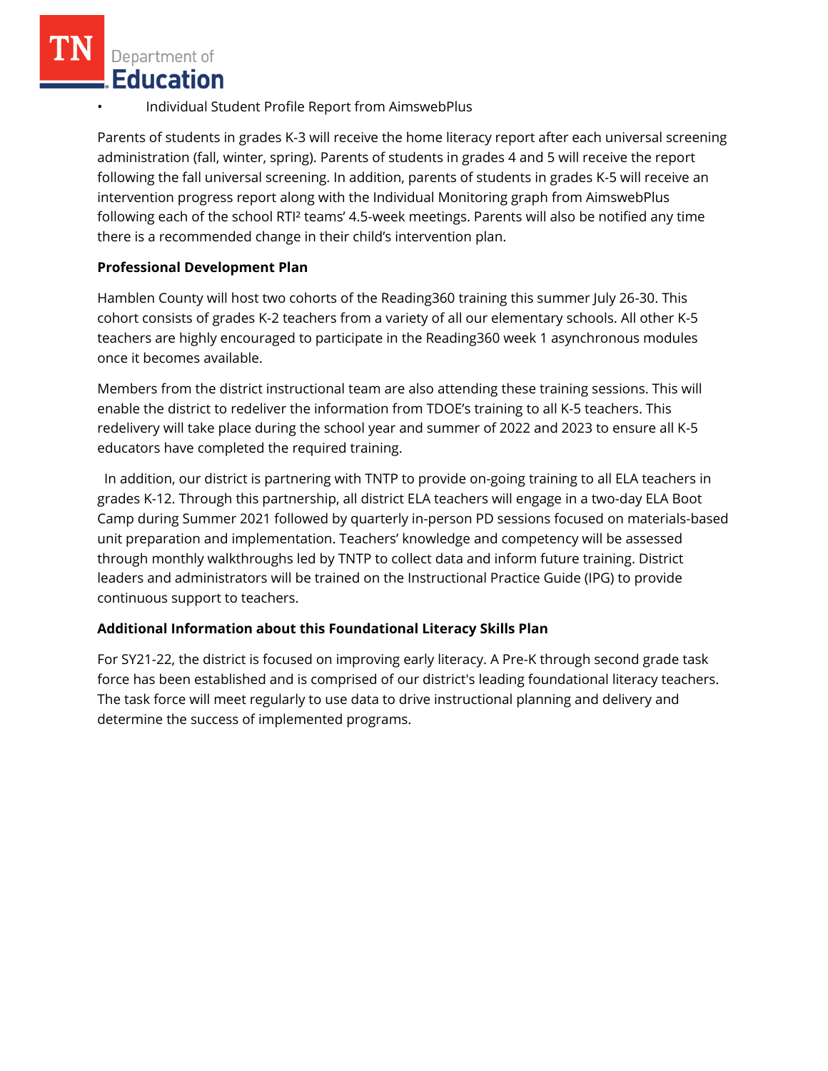- Individual Student Profile Report from AimswebPlus

Parents of students in grades K-3 will receive the home literacy report after each universal screening administration (fall, winter, spring). Parents of students in grades 4 and 5 will receive the report following the fall universal screening. In addition, parents of students in grades K-5 will receive an intervention progress report along with the Individual Monitoring graph from AimswebPlus following each of the school RTI² teams' 4.5-week meetings. Parents will also be notified any time there is a recommended change in their child's intervention plan.

**Professional Development Plan**

Hamblen County will host two cohorts of the Reading360 training this summer July 26-30. This cohort consists of grades K-2 teachers from a variety of all our elementary schools. All other K-5 teachers are highly encouraged to participate in the Reading360 week 1 asynchronous modules once it becomes available.

Members from the district instructional team are also attending these training sessions. This will enable the district to redeliver the information from TDOE's training to all K-5 teachers. This redelivery will take place during the school year and summer of 2022 and 2023 to ensure all K-5 educators have completed the required training.

In addition, our district is partnering with TNTP to provide on-going training to all ELA teachers in grades K-12. Through this partnership, all district ELA teachers will engage in a two-day ELA Boot Camp during Summer 2021 followed by quarterly in-person PD sessions focused on materials-based unit preparation and implementation. Teachers' knowledge and competency will be assessed through monthly walkthroughs led by TNTP to collect data and inform future training. District leaders and administrators will be trained on the Instructional Practice Guide (IPG) to provide continuous support to teachers.

**Additional Information about this Foundational Literacy Skills Plan**

For SY21-22, the district is focused on improving early literacy. A Pre-K through second grade task force has been established and is comprised of our district's leading foundational literacy teachers. The task force will meet regularly to use data to drive instructional planning and delivery and determine the success of implemented programs.